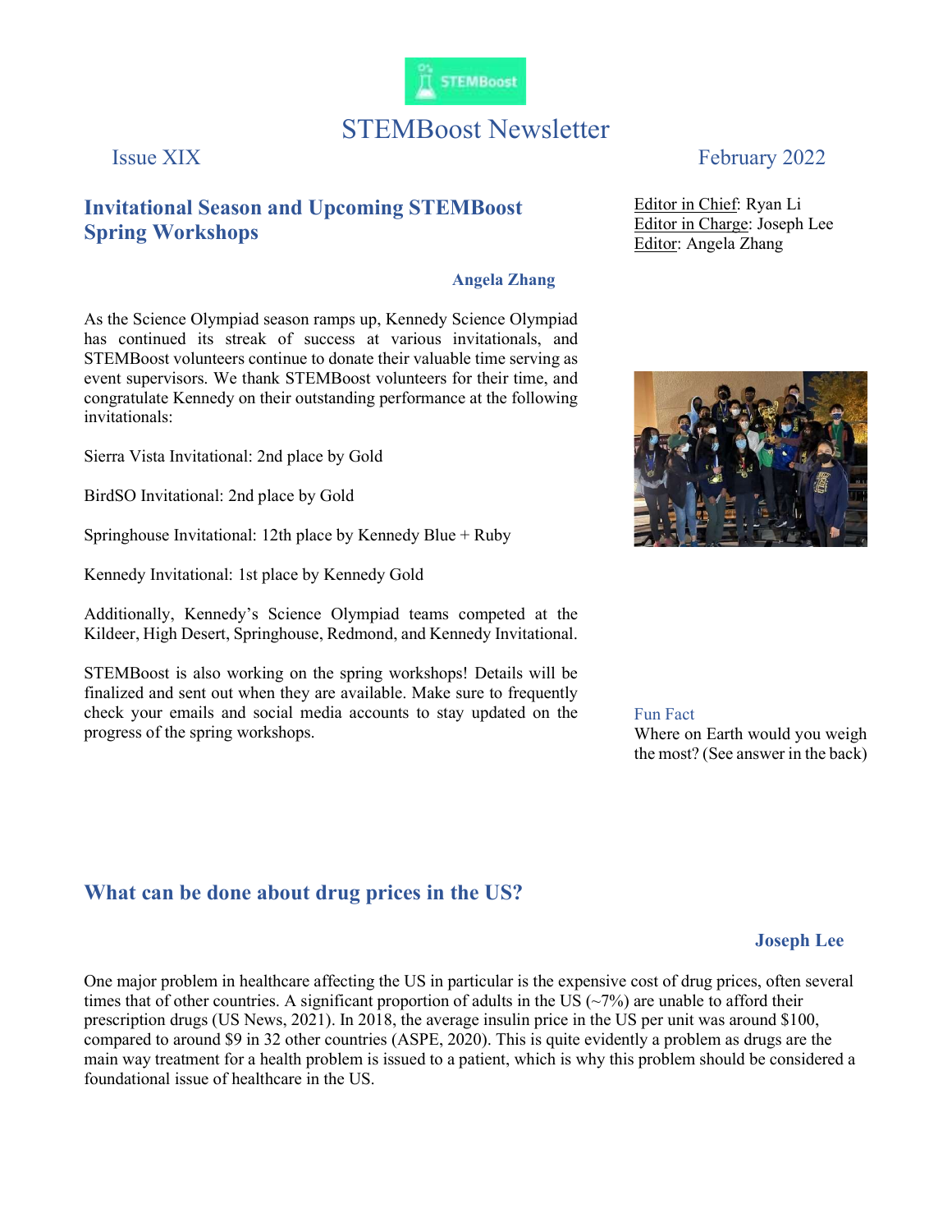# STEMBoost Newsletter

Issue XIX

February 2022

Editor in Chief: Ryan Li
Editor in Charge: Joseph Lee
Editor: Angela Zhang

## Invitational Season and Upcoming STEMBoost Spring Workshops

**Angela Zhang**

As the Science Olympiad season ramps up, Kennedy Science Olympiad has continued its streak of success at various invitationals, and STEMBoost volunteers continue to donate their valuable time serving as event supervisors. We thank STEMBoost volunteers for their time, and congratulate Kennedy on their outstanding performance at the following invitationals:

Sierra Vista Invitational: 2nd place by Gold

BirdSO Invitational: 2nd place by Gold

Springhouse Invitational: 12th place by Kennedy Blue + Ruby

Kennedy Invitational: 1st place by Kennedy Gold

Additionally, Kennedy's Science Olympiad teams competed at the Kildeer, High Desert, Springhouse, Redmond, and Kennedy Invitational.

STEMBoost is also working on the spring workshops! Details will be finalized and sent out when they are available. Make sure to frequently check your emails and social media accounts to stay updated on the progress of the spring workshops.

Fun Fact
Where on Earth would you weigh the most? (See answer in the back)

## What can be done about drug prices in the US?

**Joseph Lee**

One major problem in healthcare affecting the US in particular is the expensive cost of drug prices, often several times that of other countries. A significant proportion of adults in the US (~7%) are unable to afford their prescription drugs (US News, 2021). In 2018, the average insulin price in the US per unit was around $100, compared to around $9 in 32 other countries (ASPE, 2020). This is quite evidently a problem as drugs are the main way treatment for a health problem is issued to a patient, which is why this problem should be considered a foundational issue of healthcare in the US.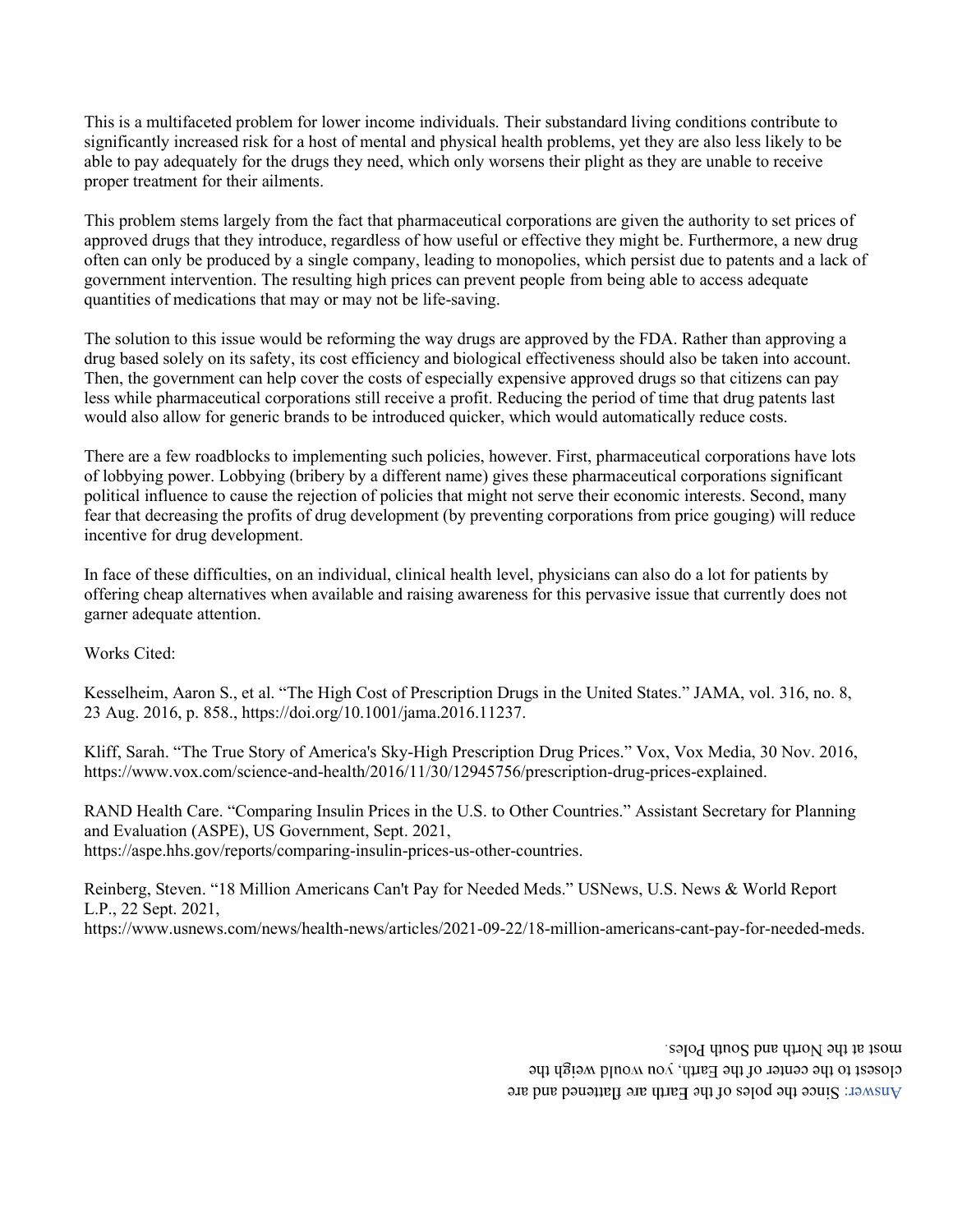This is a multifaceted problem for lower income individuals. Their substandard living conditions contribute to significantly increased risk for a host of mental and physical health problems, yet they are also less likely to be able to pay adequately for the drugs they need, which only worsens their plight as they are unable to receive proper treatment for their ailments.

This problem stems largely from the fact that pharmaceutical corporations are given the authority to set prices of approved drugs that they introduce, regardless of how useful or effective they might be. Furthermore, a new drug often can only be produced by a single company, leading to monopolies, which persist due to patents and a lack of government intervention. The resulting high prices can prevent people from being able to access adequate quantities of medications that may or may not be life-saving.

The solution to this issue would be reforming the way drugs are approved by the FDA. Rather than approving a drug based solely on its safety, its cost efficiency and biological effectiveness should also be taken into account. Then, the government can help cover the costs of especially expensive approved drugs so that citizens can pay less while pharmaceutical corporations still receive a profit. Reducing the period of time that drug patents last would also allow for generic brands to be introduced quicker, which would automatically reduce costs.

There are a few roadblocks to implementing such policies, however. First, pharmaceutical corporations have lots of lobbying power. Lobbying (bribery by a different name) gives these pharmaceutical corporations significant political influence to cause the rejection of policies that might not serve their economic interests. Second, many fear that decreasing the profits of drug development (by preventing corporations from price gouging) will reduce incentive for drug development.

In face of these difficulties, on an individual, clinical health level, physicians can also do a lot for patients by offering cheap alternatives when available and raising awareness for this pervasive issue that currently does not garner adequate attention.

Works Cited:

Kesselheim, Aaron S., et al. "The High Cost of Prescription Drugs in the United States." JAMA, vol. 316, no. 8, 23 Aug. 2016, p. 858., https://doi.org/10.1001/jama.2016.11237.

Kliff, Sarah. "The True Story of America's Sky-High Prescription Drug Prices." Vox, Vox Media, 30 Nov. 2016, https://www.vox.com/science-and-health/2016/11/30/12945756/prescription-drug-prices-explained.

RAND Health Care. "Comparing Insulin Prices in the U.S. to Other Countries." Assistant Secretary for Planning and Evaluation (ASPE), US Government, Sept. 2021, https://aspe.hhs.gov/reports/comparing-insulin-prices-us-other-countries.

Reinberg, Steven. "18 Million Americans Can't Pay for Needed Meds." USNews, U.S. News & World Report L.P., 22 Sept. 2021, https://www.usnews.com/news/health-news/articles/2021-09-22/18-million-americans-cant-pay-for-needed-meds.

Answer: Since the poles of the Earth are flattened and are closest to the center of the Earth, you would weigh the most at the North and South Poles.